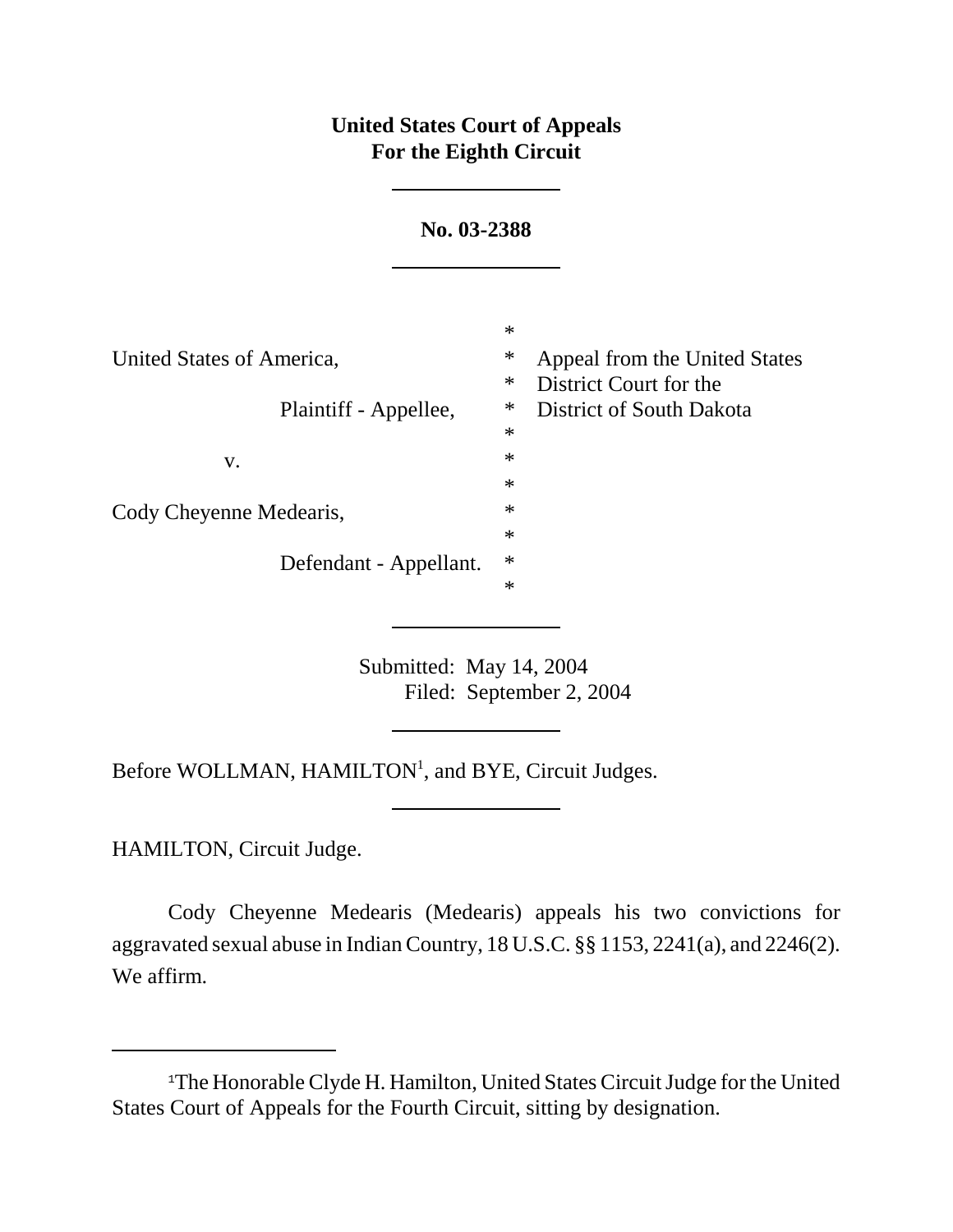**United States Court of Appeals**
**For the Eighth Circuit**

---

**No. 03-2388**

---

| | | |
|---|---|---|
| United States of America, | * | Appeal from the United States |
| | * | District Court for the |
| Plaintiff - Appellee, | * | District of South Dakota |
| | * | |
| v. | * | |
| | * | |
| Cody Cheyenne Medearis, | * | |
| | * | |
| Defendant - Appellant. | * | |
| | * | |

---

Submitted: May 14, 2004
Filed: September 2, 2004

---

Before WOLLMAN, HAMILTON[1], and BYE, Circuit Judges.

---

HAMILTON, Circuit Judge.

Cody Cheyenne Medearis (Medearis) appeals his two convictions for aggravated sexual abuse in Indian Country, 18 U.S.C. §§ 1153, 2241(a), and 2246(2). We affirm.

---

[1]The Honorable Clyde H. Hamilton, United States Circuit Judge for the United States Court of Appeals for the Fourth Circuit, sitting by designation.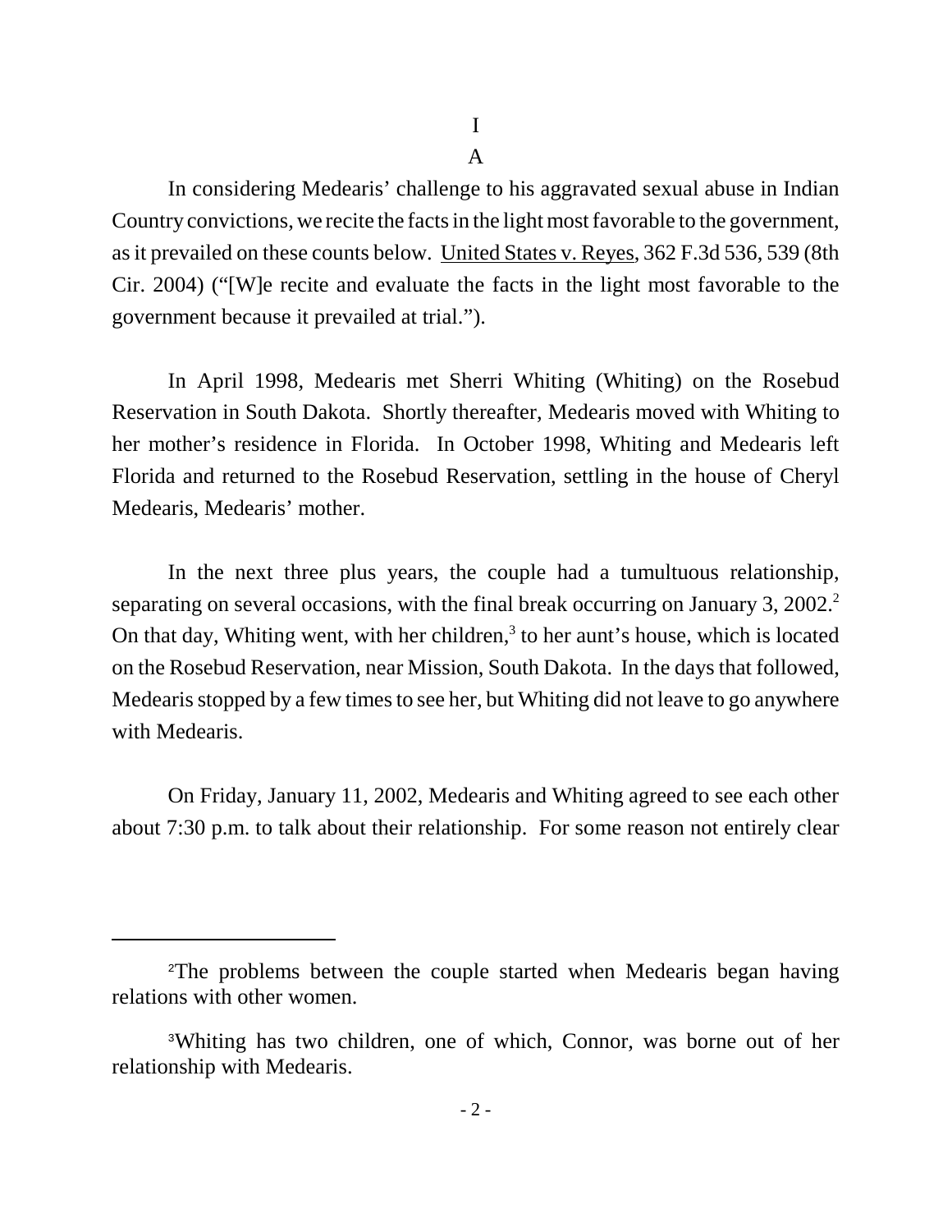# I

## A

In considering Medearis' challenge to his aggravated sexual abuse in Indian Country convictions, we recite the facts in the light most favorable to the government, as it prevailed on these counts below. United States v. Reyes, 362 F.3d 536, 539 (8th Cir. 2004) ("[W]e recite and evaluate the facts in the light most favorable to the government because it prevailed at trial.").

In April 1998, Medearis met Sherri Whiting (Whiting) on the Rosebud Reservation in South Dakota. Shortly thereafter, Medearis moved with Whiting to her mother's residence in Florida. In October 1998, Whiting and Medearis left Florida and returned to the Rosebud Reservation, settling in the house of Cheryl Medearis, Medearis' mother.

In the next three plus years, the couple had a tumultuous relationship, separating on several occasions, with the final break occurring on January 3, 2002.[2] On that day, Whiting went, with her children,[3] to her aunt's house, which is located on the Rosebud Reservation, near Mission, South Dakota. In the days that followed, Medearis stopped by a few times to see her, but Whiting did not leave to go anywhere with Medearis.

On Friday, January 11, 2002, Medearis and Whiting agreed to see each other about 7:30 p.m. to talk about their relationship. For some reason not entirely clear

---

[2] The problems between the couple started when Medearis began having relations with other women.

[3] Whiting has two children, one of which, Connor, was borne out of her relationship with Medearis.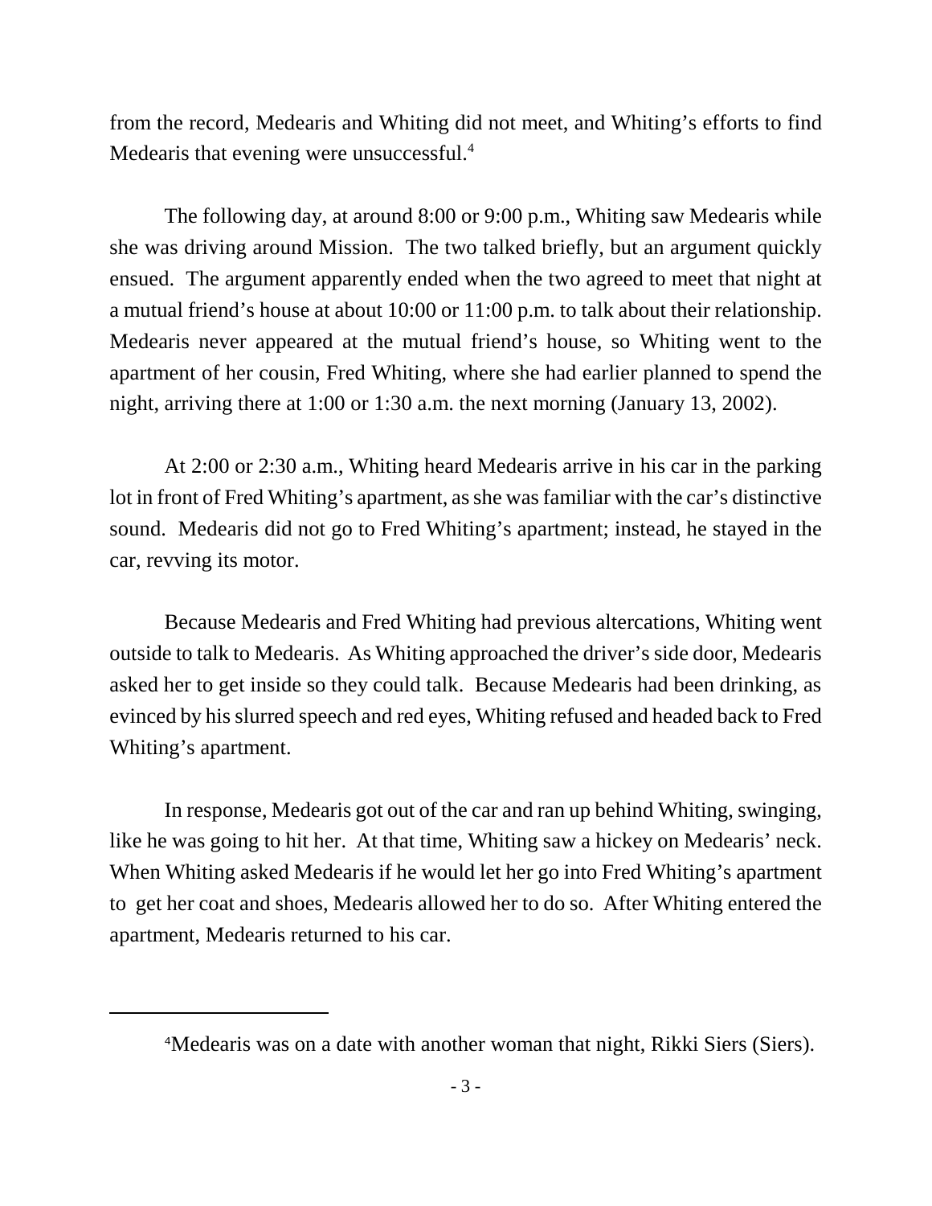from the record, Medearis and Whiting did not meet, and Whiting's efforts to find Medearis that evening were unsuccessful.[4]

The following day, at around 8:00 or 9:00 p.m., Whiting saw Medearis while she was driving around Mission. The two talked briefly, but an argument quickly ensued. The argument apparently ended when the two agreed to meet that night at a mutual friend's house at about 10:00 or 11:00 p.m. to talk about their relationship. Medearis never appeared at the mutual friend's house, so Whiting went to the apartment of her cousin, Fred Whiting, where she had earlier planned to spend the night, arriving there at 1:00 or 1:30 a.m. the next morning (January 13, 2002).

At 2:00 or 2:30 a.m., Whiting heard Medearis arrive in his car in the parking lot in front of Fred Whiting's apartment, as she was familiar with the car's distinctive sound. Medearis did not go to Fred Whiting's apartment; instead, he stayed in the car, revving its motor.

Because Medearis and Fred Whiting had previous altercations, Whiting went outside to talk to Medearis. As Whiting approached the driver's side door, Medearis asked her to get inside so they could talk. Because Medearis had been drinking, as evinced by his slurred speech and red eyes, Whiting refused and headed back to Fred Whiting's apartment.

In response, Medearis got out of the car and ran up behind Whiting, swinging, like he was going to hit her. At that time, Whiting saw a hickey on Medearis' neck. When Whiting asked Medearis if he would let her go into Fred Whiting's apartment to get her coat and shoes, Medearis allowed her to do so. After Whiting entered the apartment, Medearis returned to his car.

---

[4] Medearis was on a date with another woman that night, Rikki Siers (Siers).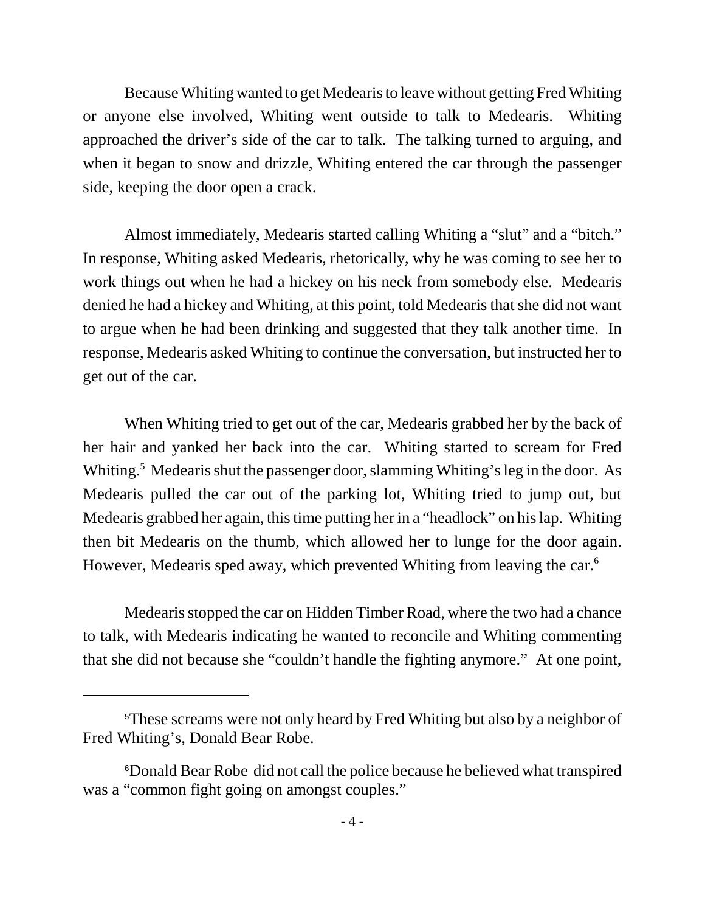Because Whiting wanted to get Medearis to leave without getting Fred Whiting or anyone else involved, Whiting went outside to talk to Medearis. Whiting approached the driver's side of the car to talk. The talking turned to arguing, and when it began to snow and drizzle, Whiting entered the car through the passenger side, keeping the door open a crack.

Almost immediately, Medearis started calling Whiting a "slut" and a "bitch." In response, Whiting asked Medearis, rhetorically, why he was coming to see her to work things out when he had a hickey on his neck from somebody else. Medearis denied he had a hickey and Whiting, at this point, told Medearis that she did not want to argue when he had been drinking and suggested that they talk another time. In response, Medearis asked Whiting to continue the conversation, but instructed her to get out of the car.

When Whiting tried to get out of the car, Medearis grabbed her by the back of her hair and yanked her back into the car. Whiting started to scream for Fred Whiting.[5] Medearis shut the passenger door, slamming Whiting's leg in the door. As Medearis pulled the car out of the parking lot, Whiting tried to jump out, but Medearis grabbed her again, this time putting her in a "headlock" on his lap. Whiting then bit Medearis on the thumb, which allowed her to lunge for the door again. However, Medearis sped away, which prevented Whiting from leaving the car.[6]

Medearis stopped the car on Hidden Timber Road, where the two had a chance to talk, with Medearis indicating he wanted to reconcile and Whiting commenting that she did not because she "couldn't handle the fighting anymore." At one point,

---

[5] These screams were not only heard by Fred Whiting but also by a neighbor of Fred Whiting's, Donald Bear Robe.

[6] Donald Bear Robe did not call the police because he believed what transpired was a "common fight going on amongst couples."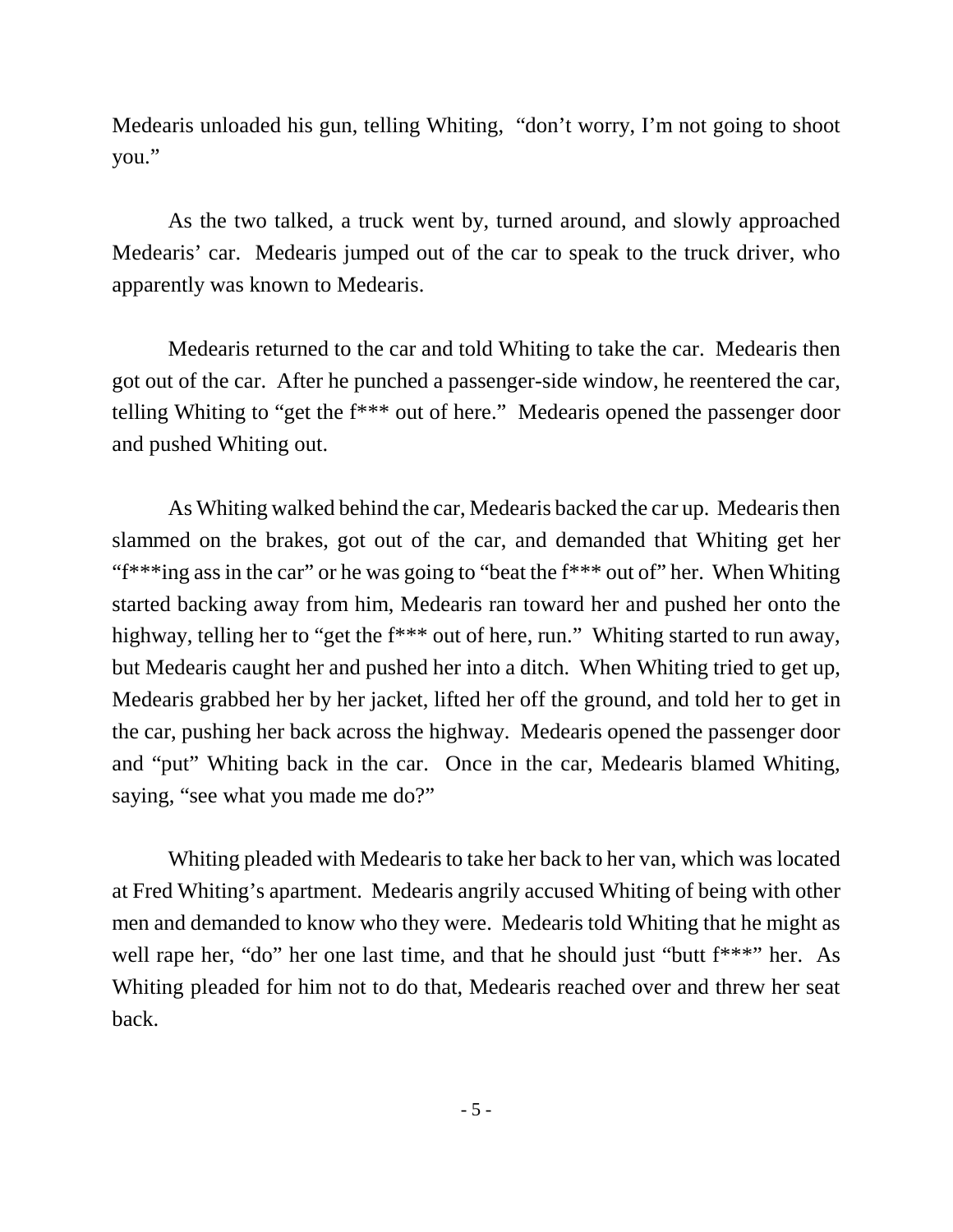Medearis unloaded his gun, telling Whiting, "don't worry, I'm not going to shoot you."

As the two talked, a truck went by, turned around, and slowly approached Medearis' car. Medearis jumped out of the car to speak to the truck driver, who apparently was known to Medearis.

Medearis returned to the car and told Whiting to take the car. Medearis then got out of the car. After he punched a passenger-side window, he reentered the car, telling Whiting to "get the f*** out of here." Medearis opened the passenger door and pushed Whiting out.

As Whiting walked behind the car, Medearis backed the car up. Medearis then slammed on the brakes, got out of the car, and demanded that Whiting get her "f***ing ass in the car" or he was going to "beat the f*** out of" her. When Whiting started backing away from him, Medearis ran toward her and pushed her onto the highway, telling her to "get the f*** out of here, run." Whiting started to run away, but Medearis caught her and pushed her into a ditch. When Whiting tried to get up, Medearis grabbed her by her jacket, lifted her off the ground, and told her to get in the car, pushing her back across the highway. Medearis opened the passenger door and "put" Whiting back in the car. Once in the car, Medearis blamed Whiting, saying, "see what you made me do?"

Whiting pleaded with Medearis to take her back to her van, which was located at Fred Whiting's apartment. Medearis angrily accused Whiting of being with other men and demanded to know who they were. Medearis told Whiting that he might as well rape her, "do" her one last time, and that he should just "butt f***" her. As Whiting pleaded for him not to do that, Medearis reached over and threw her seat back.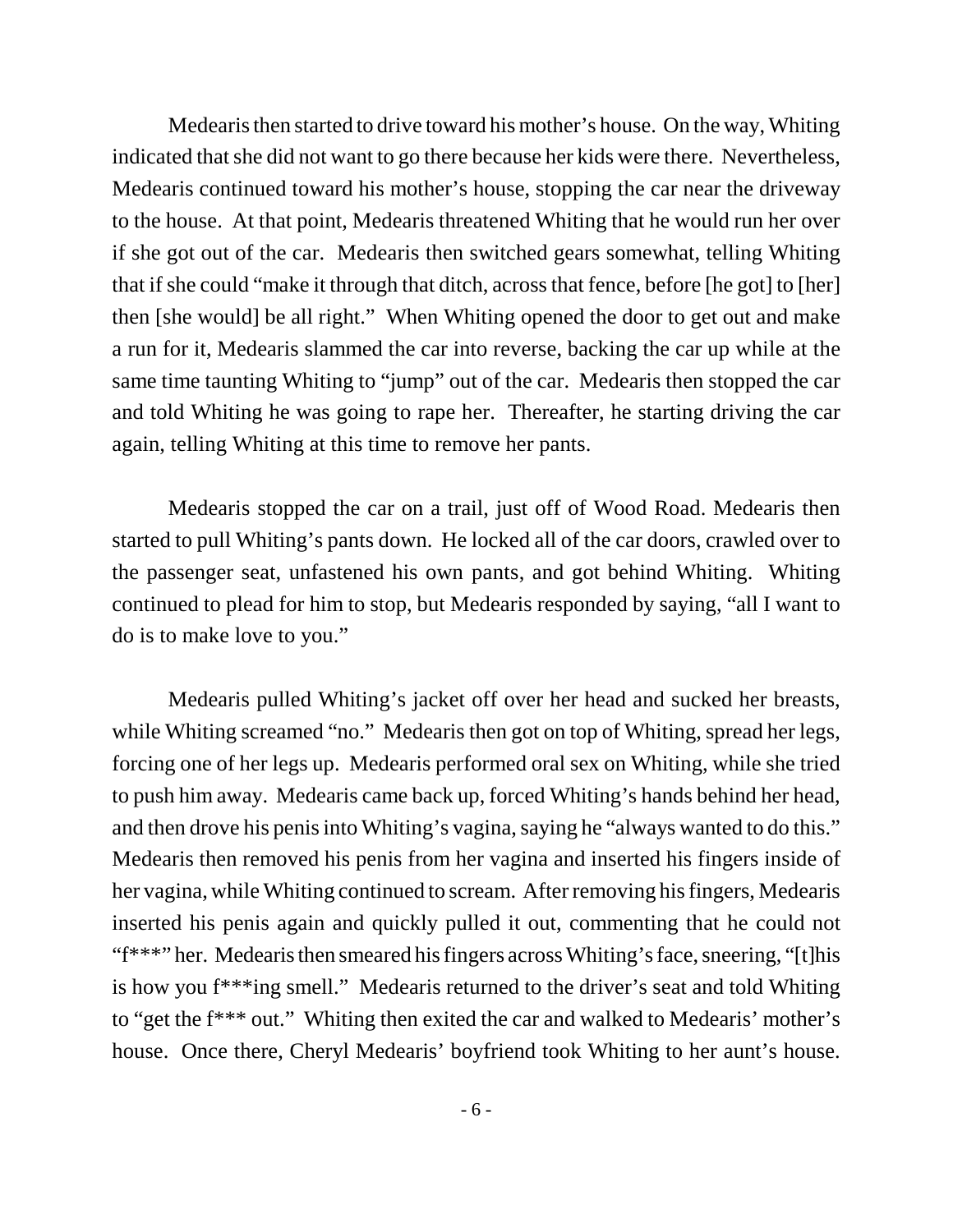Medearis then started to drive toward his mother's house. On the way, Whiting indicated that she did not want to go there because her kids were there. Nevertheless, Medearis continued toward his mother's house, stopping the car near the driveway to the house. At that point, Medearis threatened Whiting that he would run her over if she got out of the car. Medearis then switched gears somewhat, telling Whiting that if she could "make it through that ditch, across that fence, before [he got] to [her] then [she would] be all right." When Whiting opened the door to get out and make a run for it, Medearis slammed the car into reverse, backing the car up while at the same time taunting Whiting to "jump" out of the car. Medearis then stopped the car and told Whiting he was going to rape her. Thereafter, he starting driving the car again, telling Whiting at this time to remove her pants.

Medearis stopped the car on a trail, just off of Wood Road. Medearis then started to pull Whiting's pants down. He locked all of the car doors, crawled over to the passenger seat, unfastened his own pants, and got behind Whiting. Whiting continued to plead for him to stop, but Medearis responded by saying, "all I want to do is to make love to you."

Medearis pulled Whiting's jacket off over her head and sucked her breasts, while Whiting screamed "no." Medearis then got on top of Whiting, spread her legs, forcing one of her legs up. Medearis performed oral sex on Whiting, while she tried to push him away. Medearis came back up, forced Whiting's hands behind her head, and then drove his penis into Whiting's vagina, saying he "always wanted to do this." Medearis then removed his penis from her vagina and inserted his fingers inside of her vagina, while Whiting continued to scream. After removing his fingers, Medearis inserted his penis again and quickly pulled it out, commenting that he could not "f***" her. Medearis then smeared his fingers across Whiting's face, sneering, "[t]his is how you f***ing smell." Medearis returned to the driver's seat and told Whiting to "get the f*** out." Whiting then exited the car and walked to Medearis' mother's house. Once there, Cheryl Medearis' boyfriend took Whiting to her aunt's house.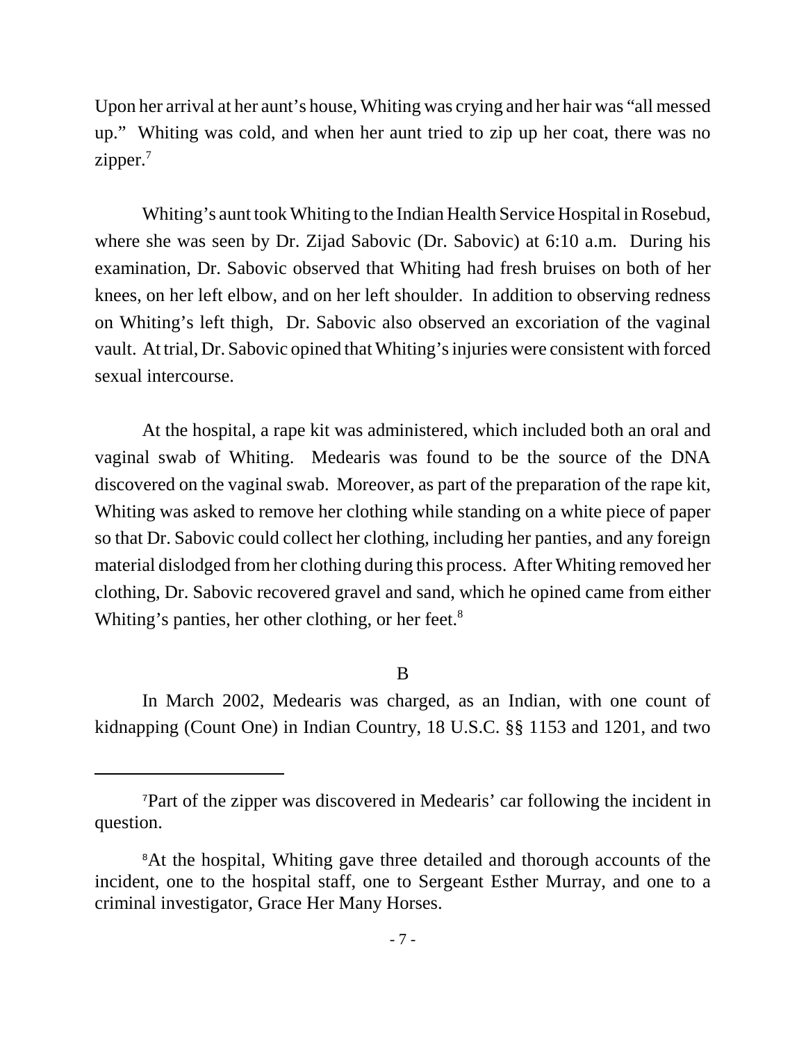Upon her arrival at her aunt's house, Whiting was crying and her hair was "all messed up." Whiting was cold, and when her aunt tried to zip up her coat, there was no zipper.[7]

Whiting's aunt took Whiting to the Indian Health Service Hospital in Rosebud, where she was seen by Dr. Zijad Sabovic (Dr. Sabovic) at 6:10 a.m. During his examination, Dr. Sabovic observed that Whiting had fresh bruises on both of her knees, on her left elbow, and on her left shoulder. In addition to observing redness on Whiting's left thigh, Dr. Sabovic also observed an excoriation of the vaginal vault. At trial, Dr. Sabovic opined that Whiting's injuries were consistent with forced sexual intercourse.

At the hospital, a rape kit was administered, which included both an oral and vaginal swab of Whiting. Medearis was found to be the source of the DNA discovered on the vaginal swab. Moreover, as part of the preparation of the rape kit, Whiting was asked to remove her clothing while standing on a white piece of paper so that Dr. Sabovic could collect her clothing, including her panties, and any foreign material dislodged from her clothing during this process. After Whiting removed her clothing, Dr. Sabovic recovered gravel and sand, which he opined came from either Whiting's panties, her other clothing, or her feet.[8]

B

In March 2002, Medearis was charged, as an Indian, with one count of kidnapping (Count One) in Indian Country, 18 U.S.C. §§ 1153 and 1201, and two

---

[7]Part of the zipper was discovered in Medearis' car following the incident in question.

[8]At the hospital, Whiting gave three detailed and thorough accounts of the incident, one to the hospital staff, one to Sergeant Esther Murray, and one to a criminal investigator, Grace Her Many Horses.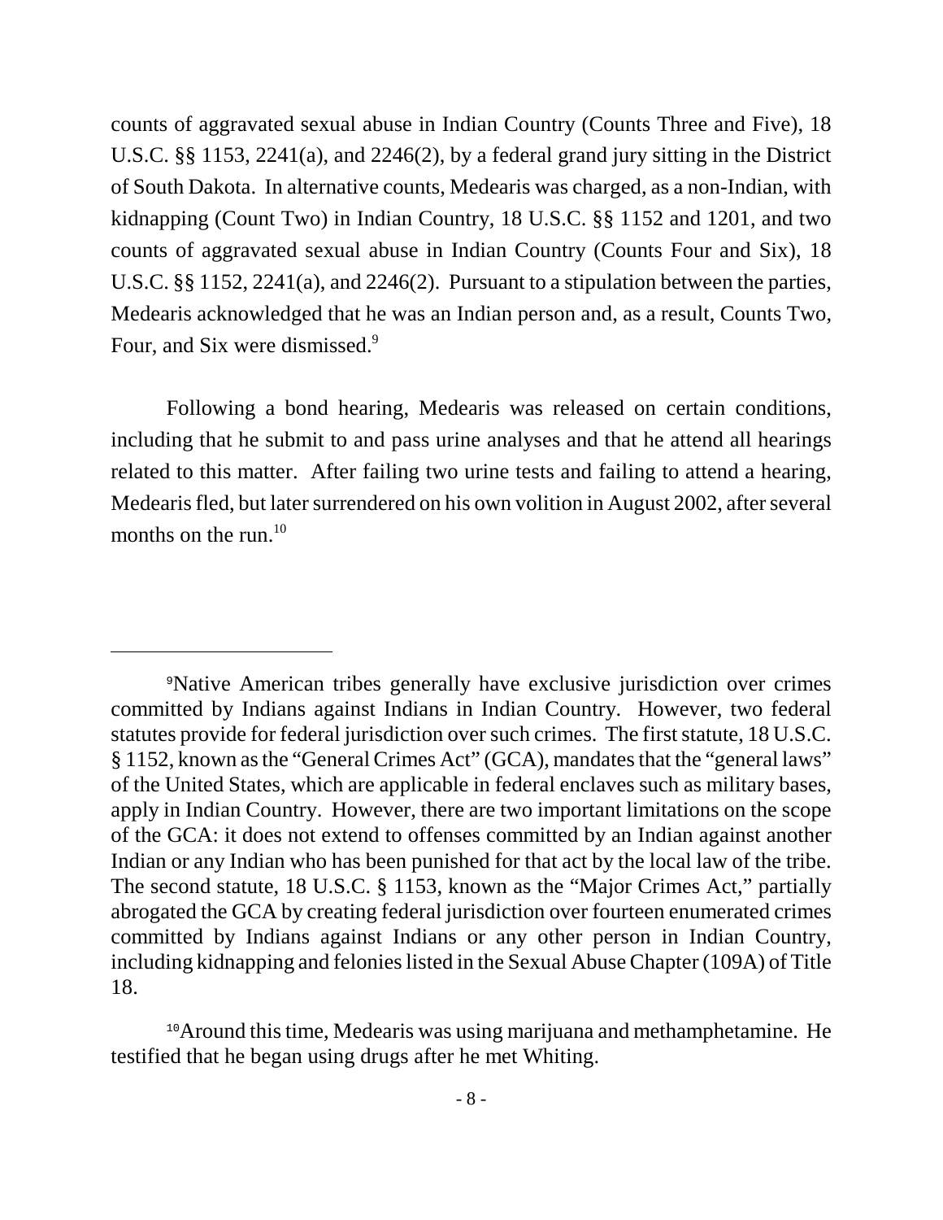counts of aggravated sexual abuse in Indian Country (Counts Three and Five), 18 U.S.C. §§ 1153, 2241(a), and 2246(2), by a federal grand jury sitting in the District of South Dakota. In alternative counts, Medearis was charged, as a non-Indian, with kidnapping (Count Two) in Indian Country, 18 U.S.C. §§ 1152 and 1201, and two counts of aggravated sexual abuse in Indian Country (Counts Four and Six), 18 U.S.C. §§ 1152, 2241(a), and 2246(2). Pursuant to a stipulation between the parties, Medearis acknowledged that he was an Indian person and, as a result, Counts Two, Four, and Six were dismissed.[9]

Following a bond hearing, Medearis was released on certain conditions, including that he submit to and pass urine analyses and that he attend all hearings related to this matter. After failing two urine tests and failing to attend a hearing, Medearis fled, but later surrendered on his own volition in August 2002, after several months on the run.[10]

---

[9]Native American tribes generally have exclusive jurisdiction over crimes committed by Indians against Indians in Indian Country. However, two federal statutes provide for federal jurisdiction over such crimes. The first statute, 18 U.S.C. § 1152, known as the "General Crimes Act" (GCA), mandates that the "general laws" of the United States, which are applicable in federal enclaves such as military bases, apply in Indian Country. However, there are two important limitations on the scope of the GCA: it does not extend to offenses committed by an Indian against another Indian or any Indian who has been punished for that act by the local law of the tribe. The second statute, 18 U.S.C. § 1153, known as the "Major Crimes Act," partially abrogated the GCA by creating federal jurisdiction over fourteen enumerated crimes committed by Indians against Indians or any other person in Indian Country, including kidnapping and felonies listed in the Sexual Abuse Chapter (109A) of Title 18.

[10]Around this time, Medearis was using marijuana and methamphetamine. He testified that he began using drugs after he met Whiting.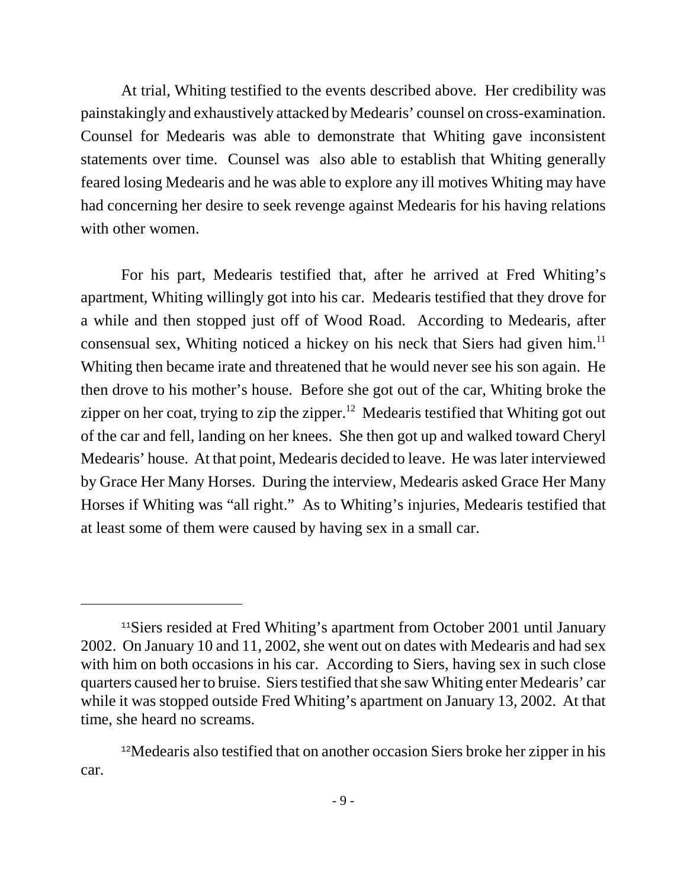At trial, Whiting testified to the events described above. Her credibility was painstakingly and exhaustively attacked by Medearis' counsel on cross-examination. Counsel for Medearis was able to demonstrate that Whiting gave inconsistent statements over time. Counsel was also able to establish that Whiting generally feared losing Medearis and he was able to explore any ill motives Whiting may have had concerning her desire to seek revenge against Medearis for his having relations with other women.

For his part, Medearis testified that, after he arrived at Fred Whiting's apartment, Whiting willingly got into his car. Medearis testified that they drove for a while and then stopped just off of Wood Road. According to Medearis, after consensual sex, Whiting noticed a hickey on his neck that Siers had given him.[11] Whiting then became irate and threatened that he would never see his son again. He then drove to his mother's house. Before she got out of the car, Whiting broke the zipper on her coat, trying to zip the zipper.[12] Medearis testified that Whiting got out of the car and fell, landing on her knees. She then got up and walked toward Cheryl Medearis' house. At that point, Medearis decided to leave. He was later interviewed by Grace Her Many Horses. During the interview, Medearis asked Grace Her Many Horses if Whiting was "all right." As to Whiting's injuries, Medearis testified that at least some of them were caused by having sex in a small car.

---

[11]Siers resided at Fred Whiting's apartment from October 2001 until January 2002. On January 10 and 11, 2002, she went out on dates with Medearis and had sex with him on both occasions in his car. According to Siers, having sex in such close quarters caused her to bruise. Siers testified that she saw Whiting enter Medearis' car while it was stopped outside Fred Whiting's apartment on January 13, 2002. At that time, she heard no screams.

[12]Medearis also testified that on another occasion Siers broke her zipper in his car.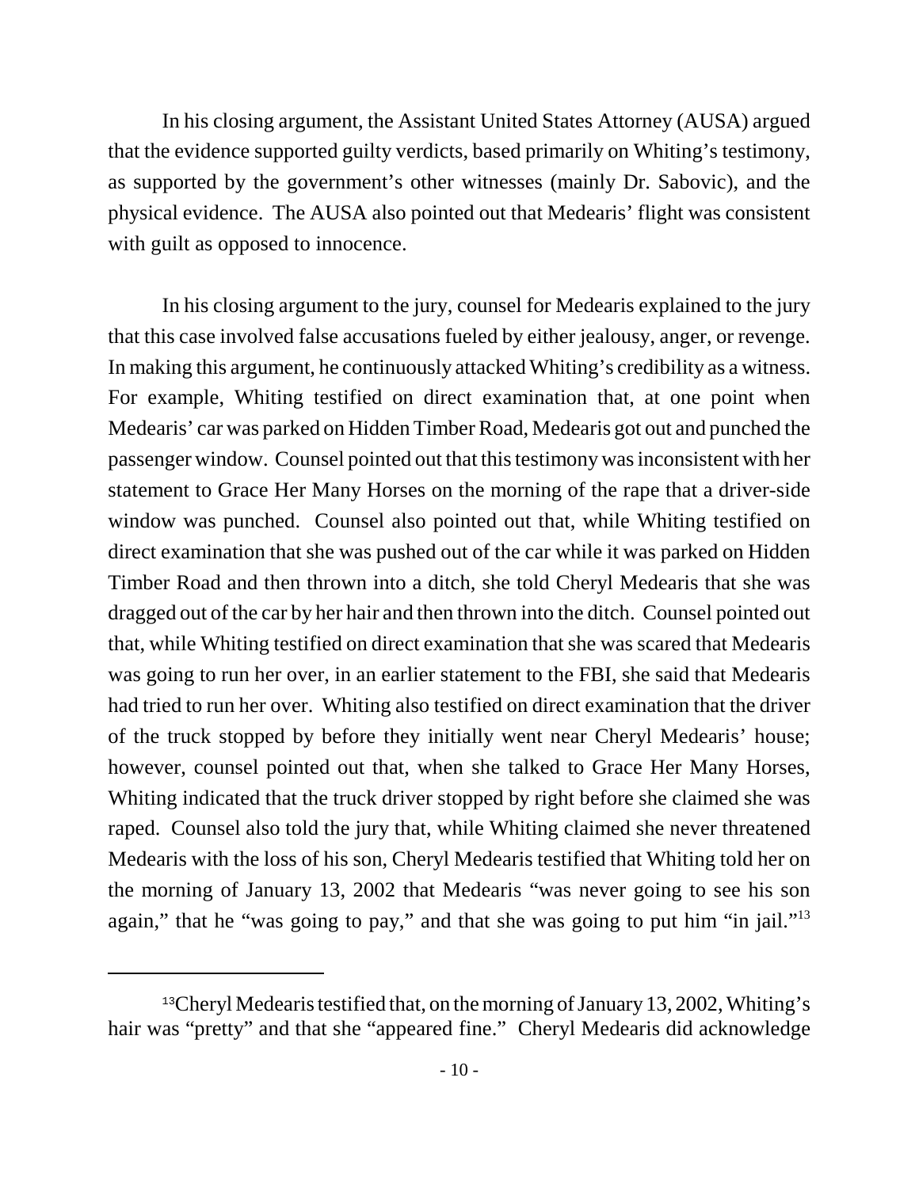In his closing argument, the Assistant United States Attorney (AUSA) argued that the evidence supported guilty verdicts, based primarily on Whiting's testimony, as supported by the government's other witnesses (mainly Dr. Sabovic), and the physical evidence. The AUSA also pointed out that Medearis' flight was consistent with guilt as opposed to innocence.

In his closing argument to the jury, counsel for Medearis explained to the jury that this case involved false accusations fueled by either jealousy, anger, or revenge. In making this argument, he continuously attacked Whiting's credibility as a witness. For example, Whiting testified on direct examination that, at one point when Medearis' car was parked on Hidden Timber Road, Medearis got out and punched the passenger window. Counsel pointed out that this testimony was inconsistent with her statement to Grace Her Many Horses on the morning of the rape that a driver-side window was punched. Counsel also pointed out that, while Whiting testified on direct examination that she was pushed out of the car while it was parked on Hidden Timber Road and then thrown into a ditch, she told Cheryl Medearis that she was dragged out of the car by her hair and then thrown into the ditch. Counsel pointed out that, while Whiting testified on direct examination that she was scared that Medearis was going to run her over, in an earlier statement to the FBI, she said that Medearis had tried to run her over. Whiting also testified on direct examination that the driver of the truck stopped by before they initially went near Cheryl Medearis' house; however, counsel pointed out that, when she talked to Grace Her Many Horses, Whiting indicated that the truck driver stopped by right before she claimed she was raped. Counsel also told the jury that, while Whiting claimed she never threatened Medearis with the loss of his son, Cheryl Medearis testified that Whiting told her on the morning of January 13, 2002 that Medearis "was never going to see his son again," that he "was going to pay," and that she was going to put him "in jail."[13]

[13] Cheryl Medearis testified that, on the morning of January 13, 2002, Whiting's hair was "pretty" and that she "appeared fine." Cheryl Medearis did acknowledge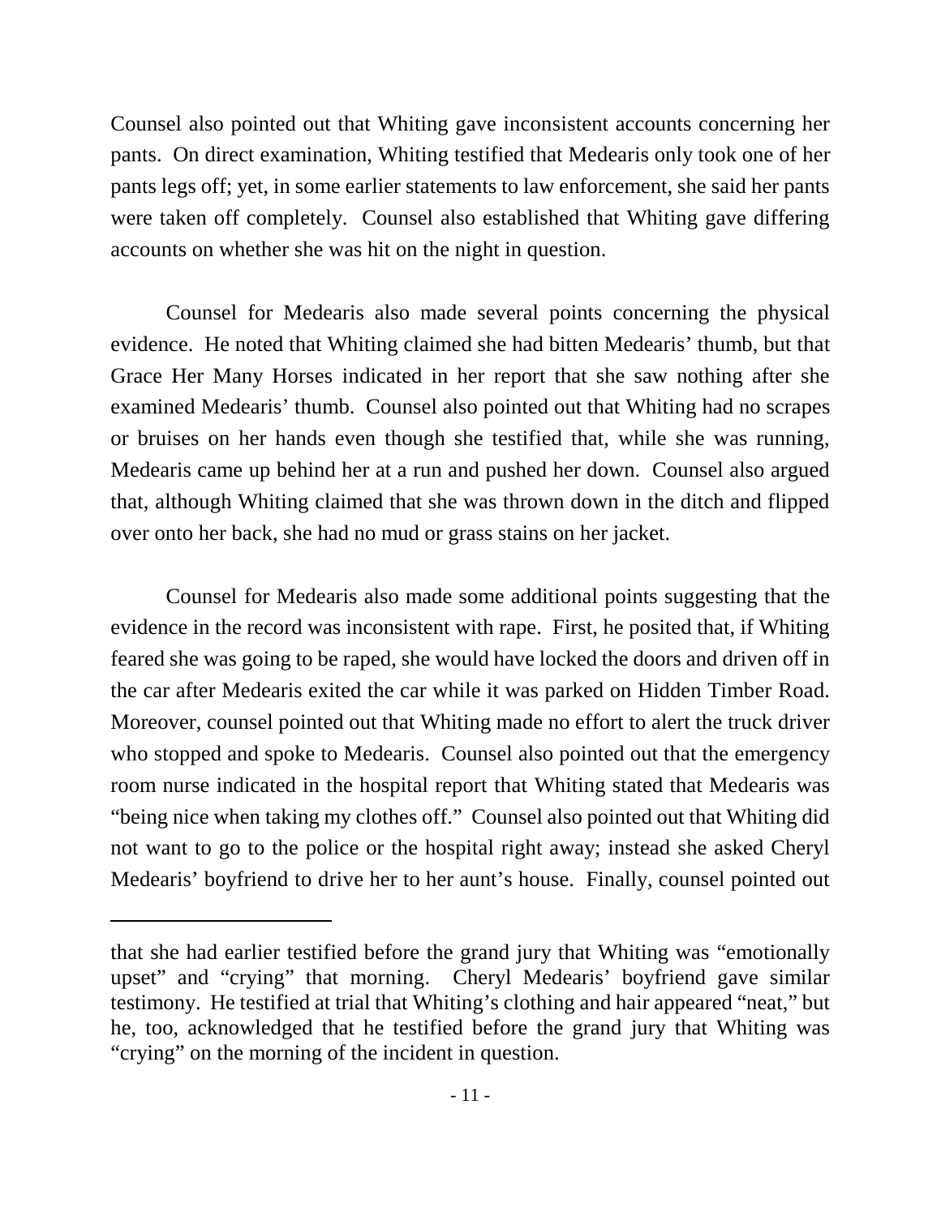Counsel also pointed out that Whiting gave inconsistent accounts concerning her pants. On direct examination, Whiting testified that Medearis only took one of her pants legs off; yet, in some earlier statements to law enforcement, she said her pants were taken off completely. Counsel also established that Whiting gave differing accounts on whether she was hit on the night in question.

Counsel for Medearis also made several points concerning the physical evidence. He noted that Whiting claimed she had bitten Medearis' thumb, but that Grace Her Many Horses indicated in her report that she saw nothing after she examined Medearis' thumb. Counsel also pointed out that Whiting had no scrapes or bruises on her hands even though she testified that, while she was running, Medearis came up behind her at a run and pushed her down. Counsel also argued that, although Whiting claimed that she was thrown down in the ditch and flipped over onto her back, she had no mud or grass stains on her jacket.

Counsel for Medearis also made some additional points suggesting that the evidence in the record was inconsistent with rape. First, he posited that, if Whiting feared she was going to be raped, she would have locked the doors and driven off in the car after Medearis exited the car while it was parked on Hidden Timber Road. Moreover, counsel pointed out that Whiting made no effort to alert the truck driver who stopped and spoke to Medearis. Counsel also pointed out that the emergency room nurse indicated in the hospital report that Whiting stated that Medearis was "being nice when taking my clothes off." Counsel also pointed out that Whiting did not want to go to the police or the hospital right away; instead she asked Cheryl Medearis' boyfriend to drive her to her aunt's house. Finally, counsel pointed out

---

that she had earlier testified before the grand jury that Whiting was "emotionally upset" and "crying" that morning. Cheryl Medearis' boyfriend gave similar testimony. He testified at trial that Whiting's clothing and hair appeared "neat," but he, too, acknowledged that he testified before the grand jury that Whiting was "crying" on the morning of the incident in question.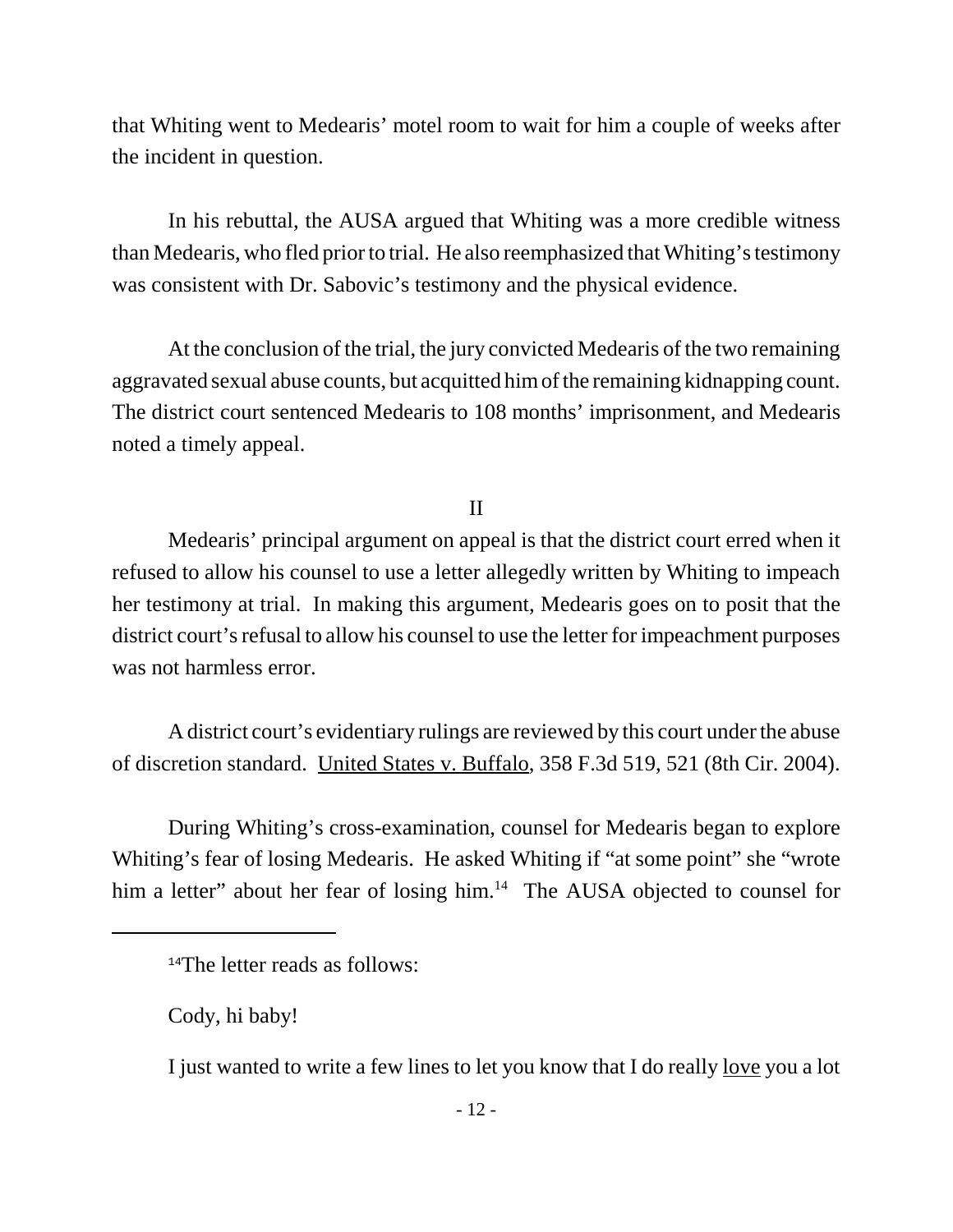that Whiting went to Medearis' motel room to wait for him a couple of weeks after the incident in question.

In his rebuttal, the AUSA argued that Whiting was a more credible witness than Medearis, who fled prior to trial. He also reemphasized that Whiting's testimony was consistent with Dr. Sabovic's testimony and the physical evidence.

At the conclusion of the trial, the jury convicted Medearis of the two remaining aggravated sexual abuse counts, but acquitted him of the remaining kidnapping count. The district court sentenced Medearis to 108 months' imprisonment, and Medearis noted a timely appeal.

## II

Medearis' principal argument on appeal is that the district court erred when it refused to allow his counsel to use a letter allegedly written by Whiting to impeach her testimony at trial. In making this argument, Medearis goes on to posit that the district court's refusal to allow his counsel to use the letter for impeachment purposes was not harmless error.

A district court's evidentiary rulings are reviewed by this court under the abuse of discretion standard. United States v. Buffalo, 358 F.3d 519, 521 (8th Cir. 2004).

During Whiting's cross-examination, counsel for Medearis began to explore Whiting's fear of losing Medearis. He asked Whiting if "at some point" she "wrote him a letter" about her fear of losing him.[14] The AUSA objected to counsel for

---

[14]The letter reads as follows:

Cody, hi baby!

I just wanted to write a few lines to let you know that I do really love you a lot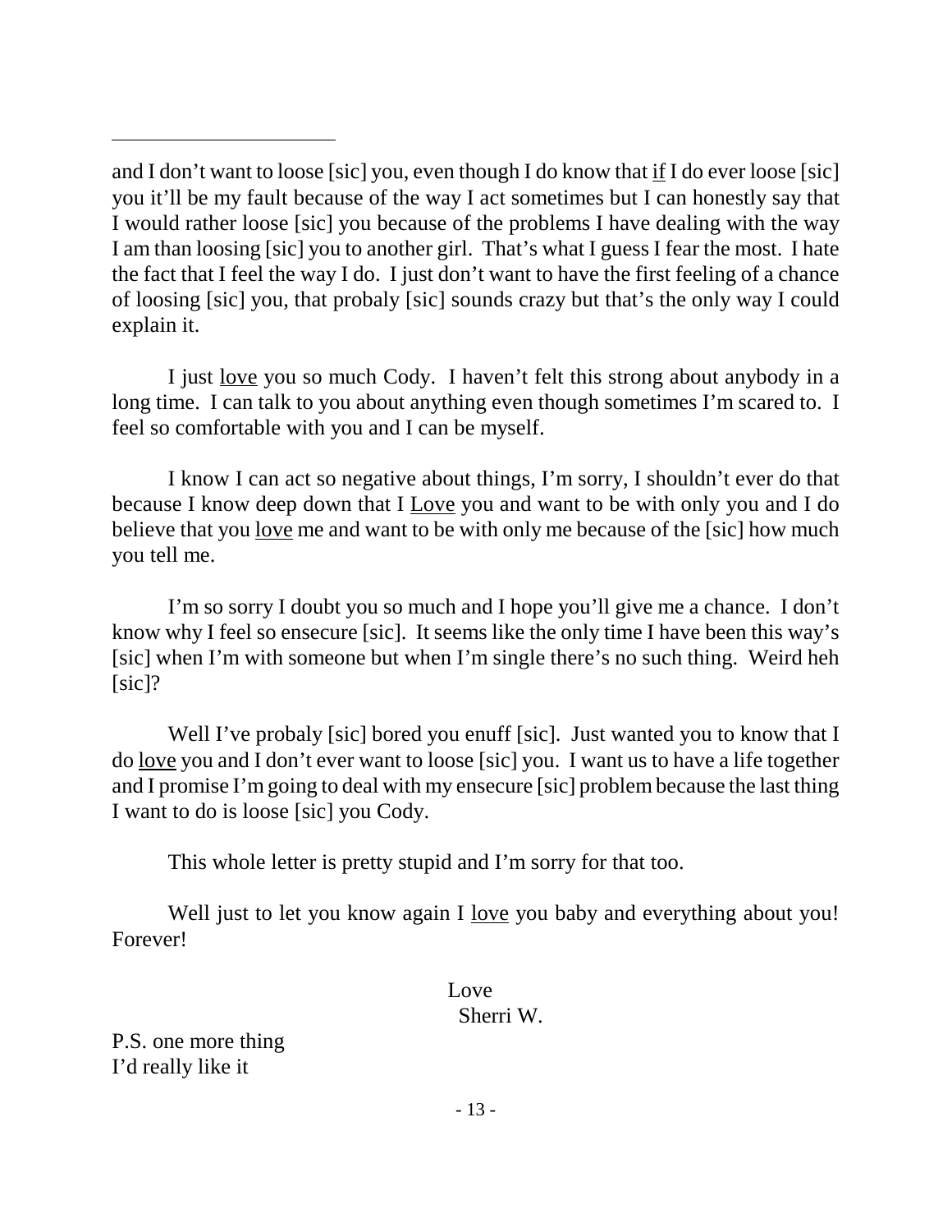---

and I don't want to loose [sic] you, even though I do know that <u>if</u> I do ever loose [sic] you it'll be my fault because of the way I act sometimes but I can honestly say that I would rather loose [sic] you because of the problems I have dealing with the way I am than loosing [sic] you to another girl. That's what I guess I fear the most. I hate the fact that I feel the way I do. I just don't want to have the first feeling of a chance of loosing [sic] you, that probaly [sic] sounds crazy but that's the only way I could explain it.

I just <u>love</u> you so much Cody. I haven't felt this strong about anybody in a long time. I can talk to you about anything even though sometimes I'm scared to. I feel so comfortable with you and I can be myself.

I know I can act so negative about things, I'm sorry, I shouldn't ever do that because I know deep down that I <u>Love</u> you and want to be with only you and I do believe that you <u>love</u> me and want to be with only me because of the [sic] how much you tell me.

I'm so sorry I doubt you so much and I hope you'll give me a chance. I don't know why I feel so ensecure [sic]. It seems like the only time I have been this way's [sic] when I'm with someone but when I'm single there's no such thing. Weird heh [sic]?

Well I've probaly [sic] bored you enuff [sic]. Just wanted you to know that I do <u>love</u> you and I don't ever want to loose [sic] you. I want us to have a life together and I promise I'm going to deal with my ensecure [sic] problem because the last thing I want to do is loose [sic] you Cody.

This whole letter is pretty stupid and I'm sorry for that too.

Well just to let you know again I <u>love</u> you baby and everything about you! Forever!

Love
Sherri W.

P.S. one more thing
I'd really like it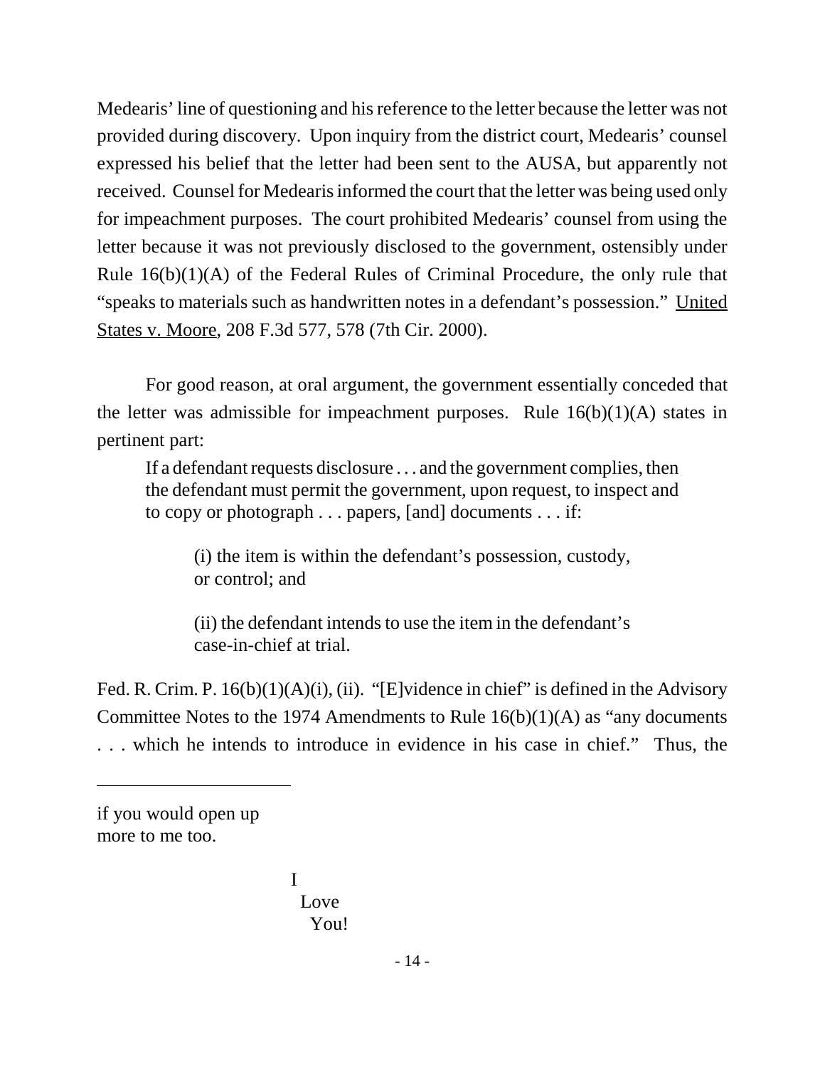Medearis' line of questioning and his reference to the letter because the letter was not provided during discovery. Upon inquiry from the district court, Medearis' counsel expressed his belief that the letter had been sent to the AUSA, but apparently not received. Counsel for Medearis informed the court that the letter was being used only for impeachment purposes. The court prohibited Medearis' counsel from using the letter because it was not previously disclosed to the government, ostensibly under Rule 16(b)(1)(A) of the Federal Rules of Criminal Procedure, the only rule that "speaks to materials such as handwritten notes in a defendant's possession." United States v. Moore, 208 F.3d 577, 578 (7th Cir. 2000).

For good reason, at oral argument, the government essentially conceded that the letter was admissible for impeachment purposes. Rule 16(b)(1)(A) states in pertinent part:

> If a defendant requests disclosure . . . and the government complies, then the defendant must permit the government, upon request, to inspect and to copy or photograph . . . papers, [and] documents . . . if:
>
> (i) the item is within the defendant's possession, custody, or control; and
>
> (ii) the defendant intends to use the item in the defendant's case-in-chief at trial.

Fed. R. Crim. P. 16(b)(1)(A)(i), (ii). "[E]vidence in chief" is defined in the Advisory Committee Notes to the 1974 Amendments to Rule 16(b)(1)(A) as "any documents . . . which he intends to introduce in evidence in his case in chief." Thus, the

---

if you would open up
more to me too.

I
Love
You!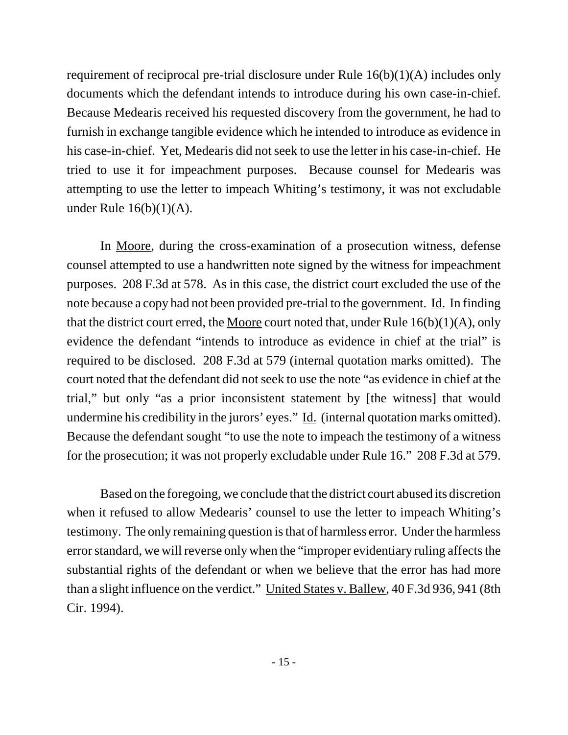requirement of reciprocal pre-trial disclosure under Rule 16(b)(1)(A) includes only documents which the defendant intends to introduce during his own case-in-chief. Because Medearis received his requested discovery from the government, he had to furnish in exchange tangible evidence which he intended to introduce as evidence in his case-in-chief. Yet, Medearis did not seek to use the letter in his case-in-chief. He tried to use it for impeachment purposes. Because counsel for Medearis was attempting to use the letter to impeach Whiting's testimony, it was not excludable under Rule 16(b)(1)(A).

In Moore, during the cross-examination of a prosecution witness, defense counsel attempted to use a handwritten note signed by the witness for impeachment purposes. 208 F.3d at 578. As in this case, the district court excluded the use of the note because a copy had not been provided pre-trial to the government. Id. In finding that the district court erred, the Moore court noted that, under Rule 16(b)(1)(A), only evidence the defendant "intends to introduce as evidence in chief at the trial" is required to be disclosed. 208 F.3d at 579 (internal quotation marks omitted). The court noted that the defendant did not seek to use the note "as evidence in chief at the trial," but only "as a prior inconsistent statement by [the witness] that would undermine his credibility in the jurors' eyes." Id. (internal quotation marks omitted). Because the defendant sought "to use the note to impeach the testimony of a witness for the prosecution; it was not properly excludable under Rule 16." 208 F.3d at 579.

Based on the foregoing, we conclude that the district court abused its discretion when it refused to allow Medearis' counsel to use the letter to impeach Whiting's testimony. The only remaining question is that of harmless error. Under the harmless error standard, we will reverse only when the "improper evidentiary ruling affects the substantial rights of the defendant or when we believe that the error has had more than a slight influence on the verdict." United States v. Ballew, 40 F.3d 936, 941 (8th Cir. 1994).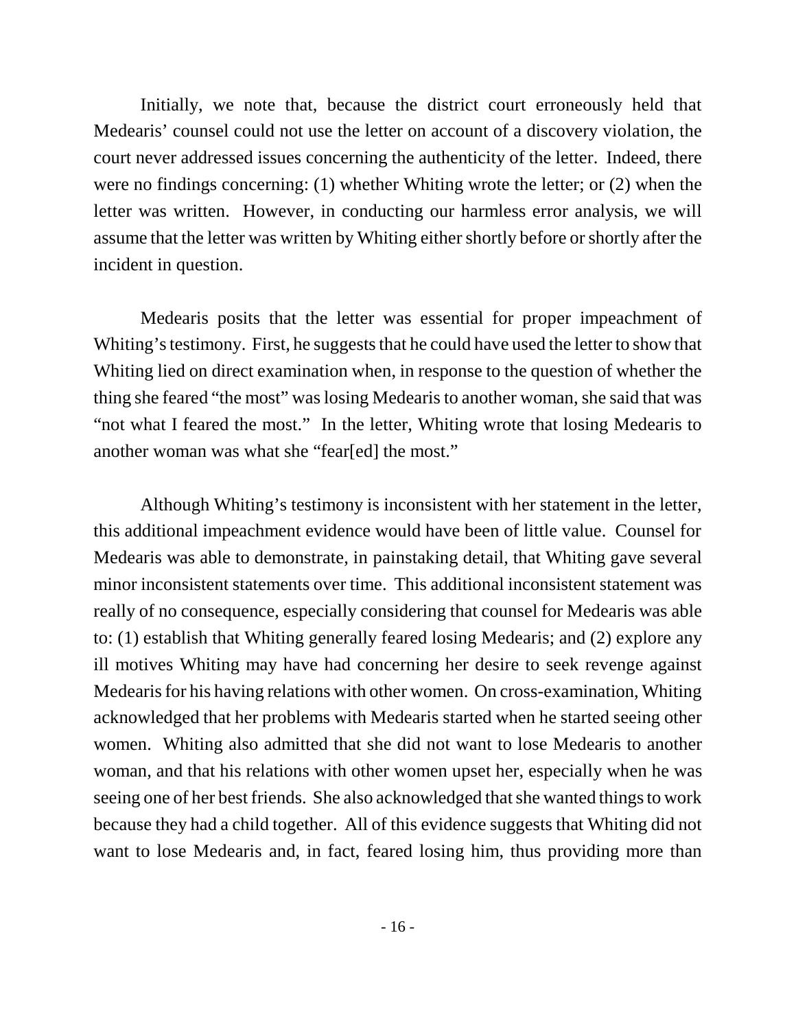Initially, we note that, because the district court erroneously held that Medearis' counsel could not use the letter on account of a discovery violation, the court never addressed issues concerning the authenticity of the letter. Indeed, there were no findings concerning: (1) whether Whiting wrote the letter; or (2) when the letter was written. However, in conducting our harmless error analysis, we will assume that the letter was written by Whiting either shortly before or shortly after the incident in question.

Medearis posits that the letter was essential for proper impeachment of Whiting's testimony. First, he suggests that he could have used the letter to show that Whiting lied on direct examination when, in response to the question of whether the thing she feared "the most" was losing Medearis to another woman, she said that was "not what I feared the most." In the letter, Whiting wrote that losing Medearis to another woman was what she "fear[ed] the most."

Although Whiting's testimony is inconsistent with her statement in the letter, this additional impeachment evidence would have been of little value. Counsel for Medearis was able to demonstrate, in painstaking detail, that Whiting gave several minor inconsistent statements over time. This additional inconsistent statement was really of no consequence, especially considering that counsel for Medearis was able to: (1) establish that Whiting generally feared losing Medearis; and (2) explore any ill motives Whiting may have had concerning her desire to seek revenge against Medearis for his having relations with other women. On cross-examination, Whiting acknowledged that her problems with Medearis started when he started seeing other women. Whiting also admitted that she did not want to lose Medearis to another woman, and that his relations with other women upset her, especially when he was seeing one of her best friends. She also acknowledged that she wanted things to work because they had a child together. All of this evidence suggests that Whiting did not want to lose Medearis and, in fact, feared losing him, thus providing more than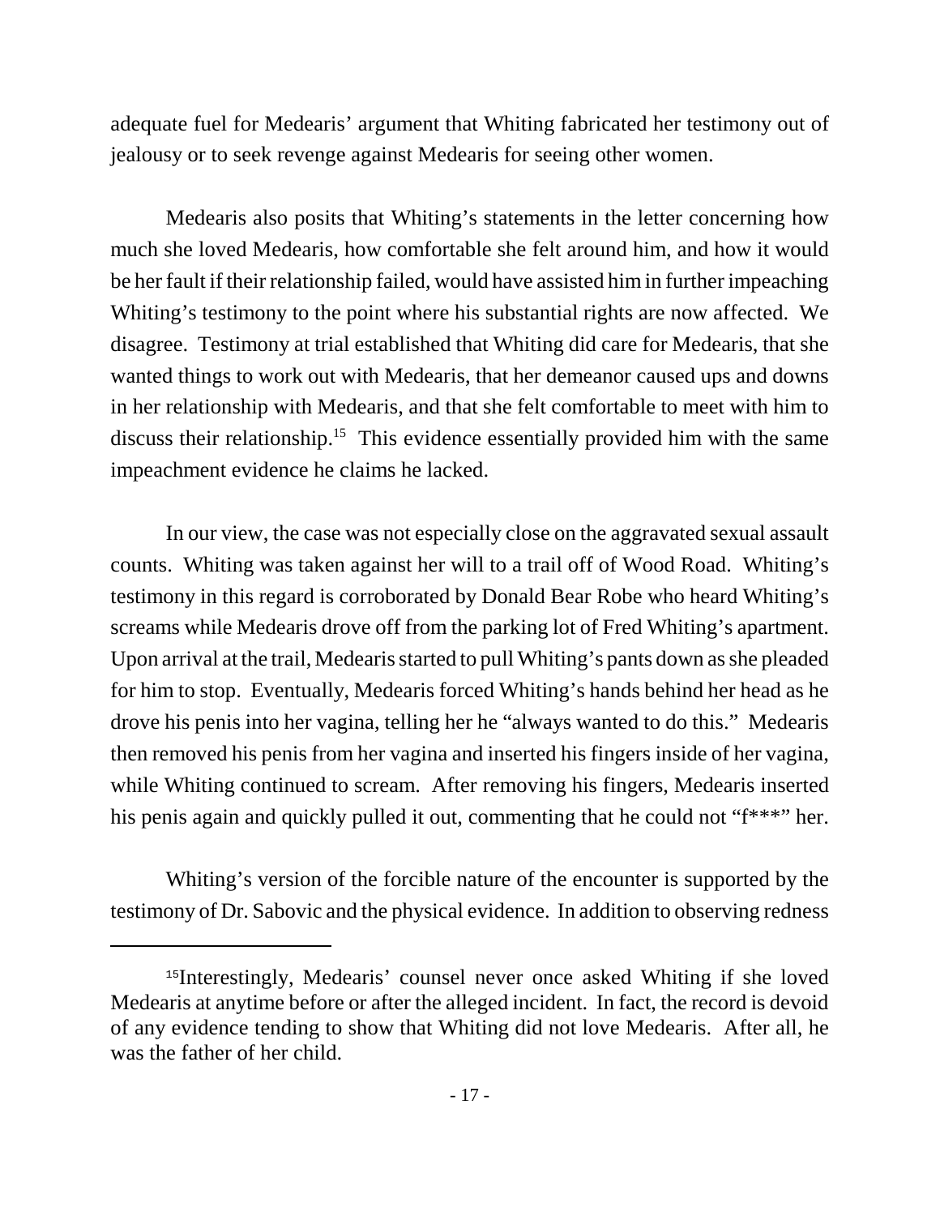adequate fuel for Medearis' argument that Whiting fabricated her testimony out of jealousy or to seek revenge against Medearis for seeing other women.

Medearis also posits that Whiting's statements in the letter concerning how much she loved Medearis, how comfortable she felt around him, and how it would be her fault if their relationship failed, would have assisted him in further impeaching Whiting's testimony to the point where his substantial rights are now affected. We disagree. Testimony at trial established that Whiting did care for Medearis, that she wanted things to work out with Medearis, that her demeanor caused ups and downs in her relationship with Medearis, and that she felt comfortable to meet with him to discuss their relationship.[15] This evidence essentially provided him with the same impeachment evidence he claims he lacked.

In our view, the case was not especially close on the aggravated sexual assault counts. Whiting was taken against her will to a trail off of Wood Road. Whiting's testimony in this regard is corroborated by Donald Bear Robe who heard Whiting's screams while Medearis drove off from the parking lot of Fred Whiting's apartment. Upon arrival at the trail, Medearis started to pull Whiting's pants down as she pleaded for him to stop. Eventually, Medearis forced Whiting's hands behind her head as he drove his penis into her vagina, telling her he "always wanted to do this." Medearis then removed his penis from her vagina and inserted his fingers inside of her vagina, while Whiting continued to scream. After removing his fingers, Medearis inserted his penis again and quickly pulled it out, commenting that he could not "f***" her.

Whiting's version of the forcible nature of the encounter is supported by the testimony of Dr. Sabovic and the physical evidence. In addition to observing redness

---

[15]Interestingly, Medearis' counsel never once asked Whiting if she loved Medearis at anytime before or after the alleged incident. In fact, the record is devoid of any evidence tending to show that Whiting did not love Medearis. After all, he was the father of her child.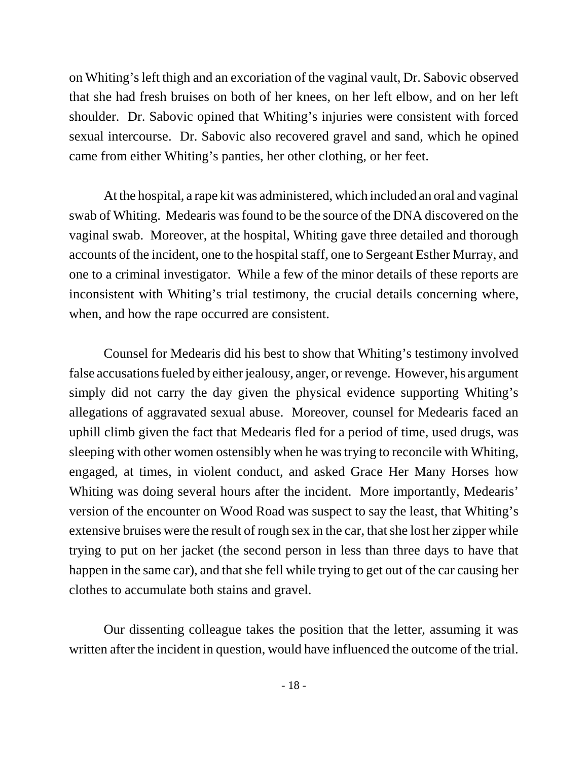on Whiting's left thigh and an excoriation of the vaginal vault, Dr. Sabovic observed that she had fresh bruises on both of her knees, on her left elbow, and on her left shoulder. Dr. Sabovic opined that Whiting's injuries were consistent with forced sexual intercourse. Dr. Sabovic also recovered gravel and sand, which he opined came from either Whiting's panties, her other clothing, or her feet.

At the hospital, a rape kit was administered, which included an oral and vaginal swab of Whiting. Medearis was found to be the source of the DNA discovered on the vaginal swab. Moreover, at the hospital, Whiting gave three detailed and thorough accounts of the incident, one to the hospital staff, one to Sergeant Esther Murray, and one to a criminal investigator. While a few of the minor details of these reports are inconsistent with Whiting's trial testimony, the crucial details concerning where, when, and how the rape occurred are consistent.

Counsel for Medearis did his best to show that Whiting's testimony involved false accusations fueled by either jealousy, anger, or revenge. However, his argument simply did not carry the day given the physical evidence supporting Whiting's allegations of aggravated sexual abuse. Moreover, counsel for Medearis faced an uphill climb given the fact that Medearis fled for a period of time, used drugs, was sleeping with other women ostensibly when he was trying to reconcile with Whiting, engaged, at times, in violent conduct, and asked Grace Her Many Horses how Whiting was doing several hours after the incident. More importantly, Medearis' version of the encounter on Wood Road was suspect to say the least, that Whiting's extensive bruises were the result of rough sex in the car, that she lost her zipper while trying to put on her jacket (the second person in less than three days to have that happen in the same car), and that she fell while trying to get out of the car causing her clothes to accumulate both stains and gravel.

Our dissenting colleague takes the position that the letter, assuming it was written after the incident in question, would have influenced the outcome of the trial.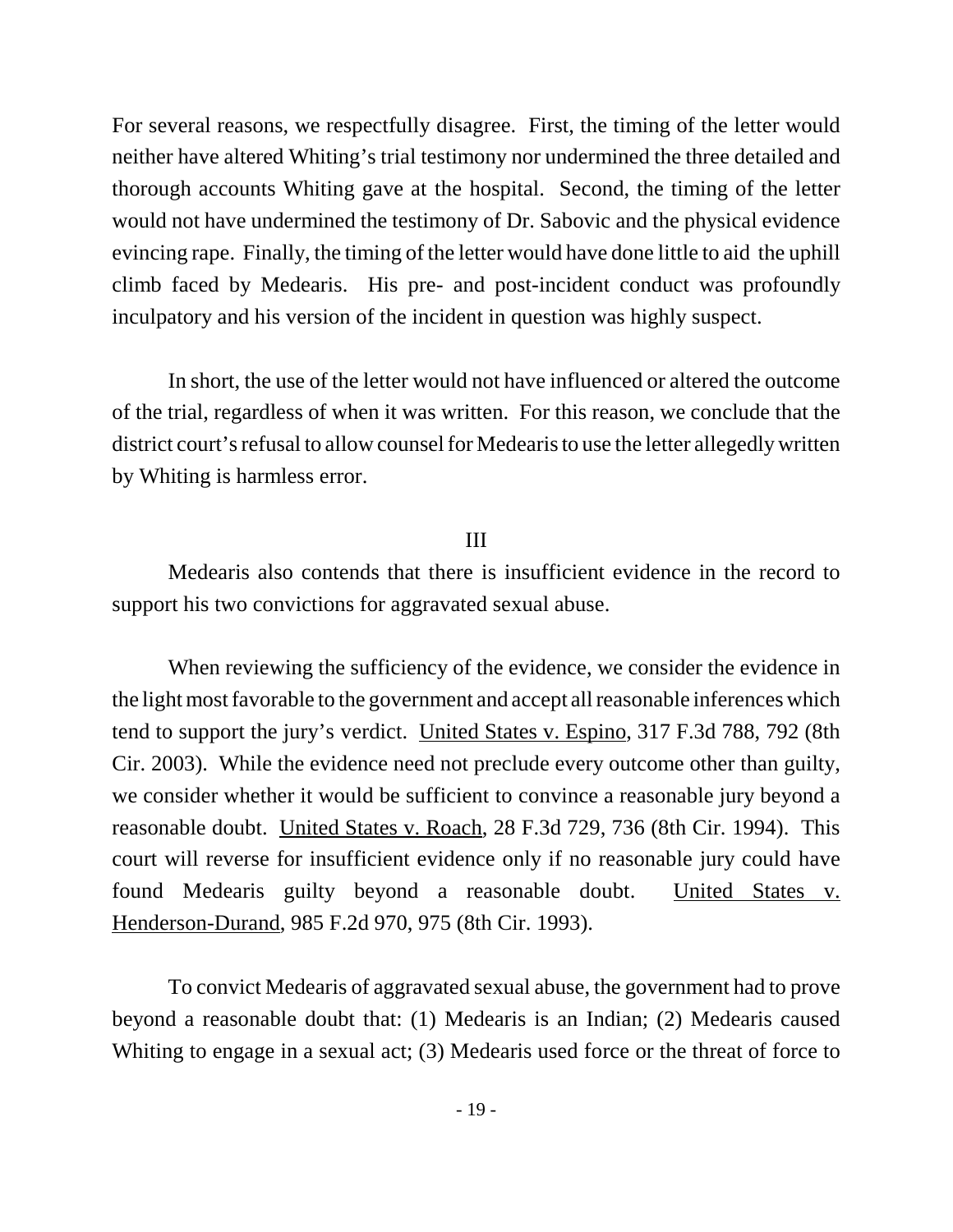For several reasons, we respectfully disagree. First, the timing of the letter would neither have altered Whiting's trial testimony nor undermined the three detailed and thorough accounts Whiting gave at the hospital. Second, the timing of the letter would not have undermined the testimony of Dr. Sabovic and the physical evidence evincing rape. Finally, the timing of the letter would have done little to aid the uphill climb faced by Medearis. His pre- and post-incident conduct was profoundly inculpatory and his version of the incident in question was highly suspect.

In short, the use of the letter would not have influenced or altered the outcome of the trial, regardless of when it was written. For this reason, we conclude that the district court's refusal to allow counsel for Medearis to use the letter allegedly written by Whiting is harmless error.

## III

Medearis also contends that there is insufficient evidence in the record to support his two convictions for aggravated sexual abuse.

When reviewing the sufficiency of the evidence, we consider the evidence in the light most favorable to the government and accept all reasonable inferences which tend to support the jury's verdict. United States v. Espino, 317 F.3d 788, 792 (8th Cir. 2003). While the evidence need not preclude every outcome other than guilty, we consider whether it would be sufficient to convince a reasonable jury beyond a reasonable doubt. United States v. Roach, 28 F.3d 729, 736 (8th Cir. 1994). This court will reverse for insufficient evidence only if no reasonable jury could have found Medearis guilty beyond a reasonable doubt. United States v. Henderson-Durand, 985 F.2d 970, 975 (8th Cir. 1993).

To convict Medearis of aggravated sexual abuse, the government had to prove beyond a reasonable doubt that: (1) Medearis is an Indian; (2) Medearis caused Whiting to engage in a sexual act; (3) Medearis used force or the threat of force to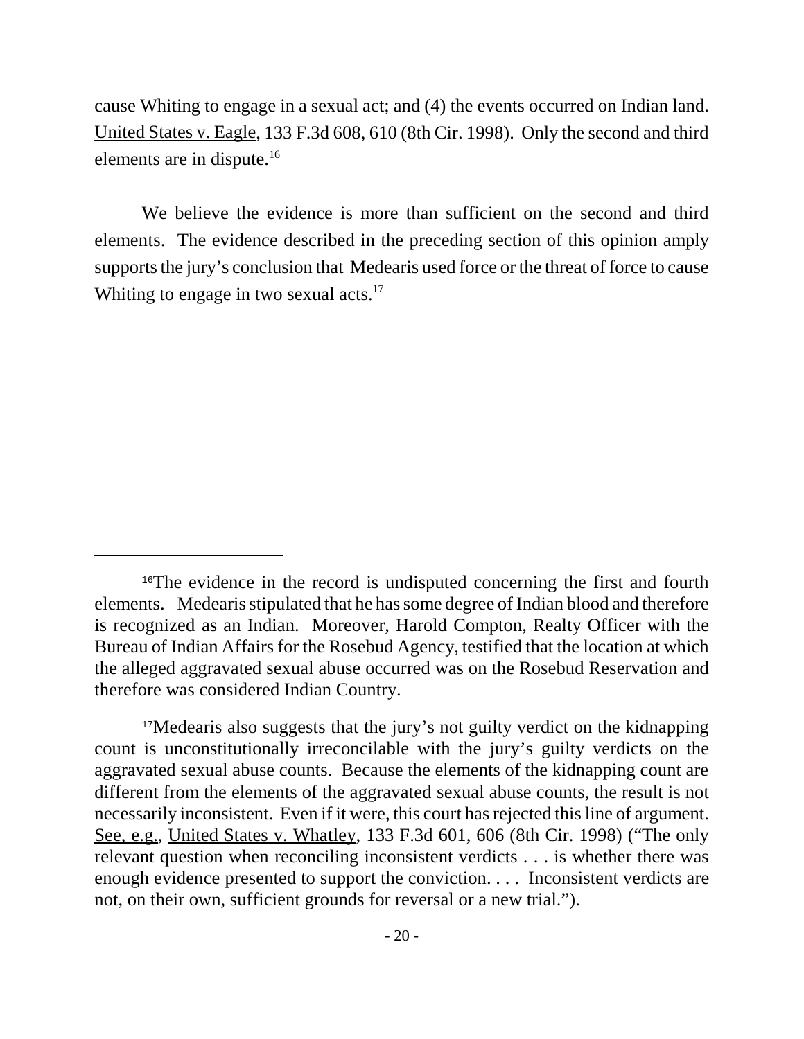cause Whiting to engage in a sexual act; and (4) the events occurred on Indian land. United States v. Eagle, 133 F.3d 608, 610 (8th Cir. 1998). Only the second and third elements are in dispute.[16]

We believe the evidence is more than sufficient on the second and third elements. The evidence described in the preceding section of this opinion amply supports the jury's conclusion that Medearis used force or the threat of force to cause Whiting to engage in two sexual acts.[17]

---

[16]The evidence in the record is undisputed concerning the first and fourth elements. Medearis stipulated that he has some degree of Indian blood and therefore is recognized as an Indian. Moreover, Harold Compton, Realty Officer with the Bureau of Indian Affairs for the Rosebud Agency, testified that the location at which the alleged aggravated sexual abuse occurred was on the Rosebud Reservation and therefore was considered Indian Country.

[17]Medearis also suggests that the jury's not guilty verdict on the kidnapping count is unconstitutionally irreconcilable with the jury's guilty verdicts on the aggravated sexual abuse counts. Because the elements of the kidnapping count are different from the elements of the aggravated sexual abuse counts, the result is not necessarily inconsistent. Even if it were, this court has rejected this line of argument. See, e.g., United States v. Whatley, 133 F.3d 601, 606 (8th Cir. 1998) ("The only relevant question when reconciling inconsistent verdicts . . . is whether there was enough evidence presented to support the conviction. . . . Inconsistent verdicts are not, on their own, sufficient grounds for reversal or a new trial.").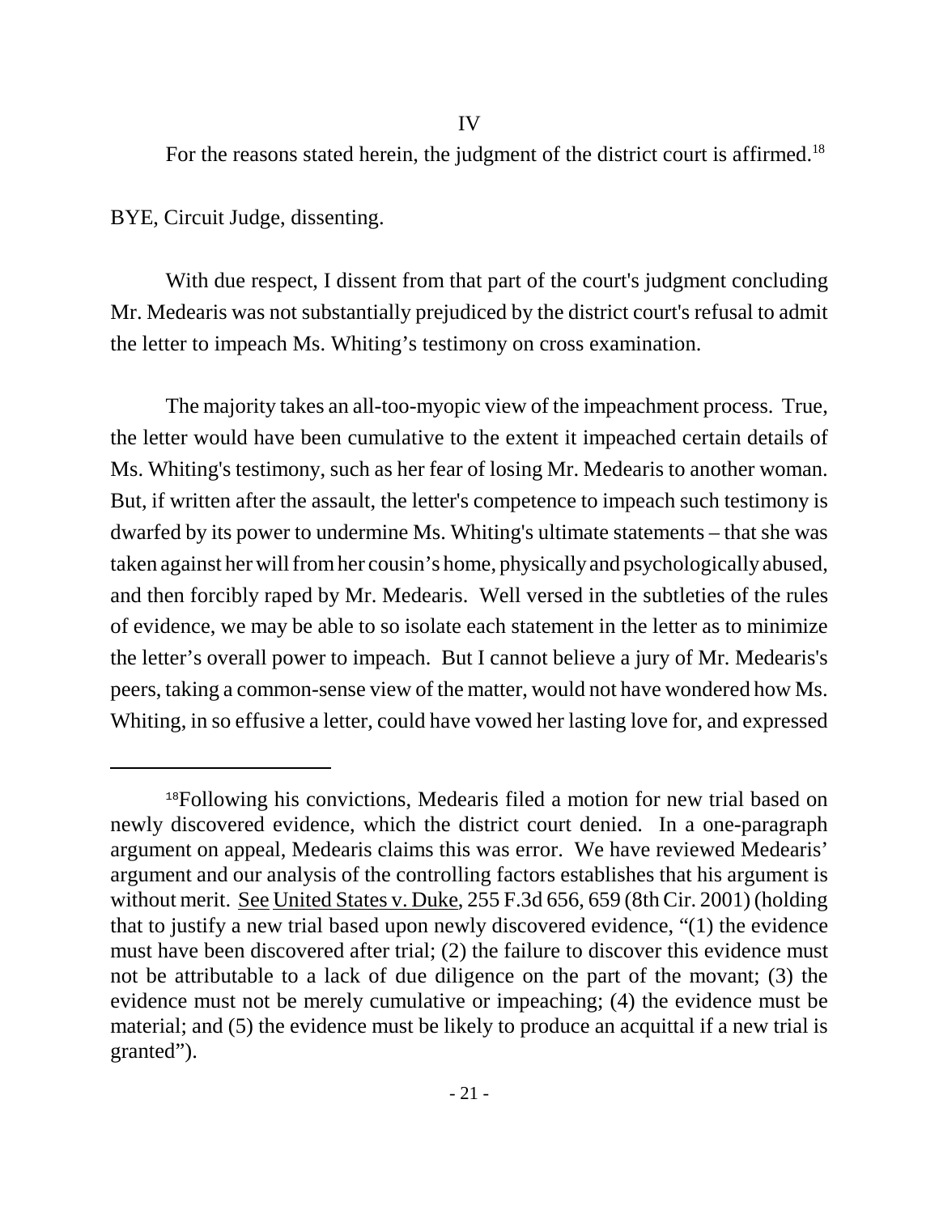## IV

For the reasons stated herein, the judgment of the district court is affirmed.[18]

BYE, Circuit Judge, dissenting.

With due respect, I dissent from that part of the court's judgment concluding Mr. Medearis was not substantially prejudiced by the district court's refusal to admit the letter to impeach Ms. Whiting's testimony on cross examination.

The majority takes an all-too-myopic view of the impeachment process. True, the letter would have been cumulative to the extent it impeached certain details of Ms. Whiting's testimony, such as her fear of losing Mr. Medearis to another woman. But, if written after the assault, the letter's competence to impeach such testimony is dwarfed by its power to undermine Ms. Whiting's ultimate statements – that she was taken against her will from her cousin's home, physically and psychologically abused, and then forcibly raped by Mr. Medearis. Well versed in the subtleties of the rules of evidence, we may be able to so isolate each statement in the letter as to minimize the letter's overall power to impeach. But I cannot believe a jury of Mr. Medearis's peers, taking a common-sense view of the matter, would not have wondered how Ms. Whiting, in so effusive a letter, could have vowed her lasting love for, and expressed

---

[18]Following his convictions, Medearis filed a motion for new trial based on newly discovered evidence, which the district court denied. In a one-paragraph argument on appeal, Medearis claims this was error. We have reviewed Medearis' argument and our analysis of the controlling factors establishes that his argument is without merit. See United States v. Duke, 255 F.3d 656, 659 (8th Cir. 2001) (holding that to justify a new trial based upon newly discovered evidence, "(1) the evidence must have been discovered after trial; (2) the failure to discover this evidence must not be attributable to a lack of due diligence on the part of the movant; (3) the evidence must not be merely cumulative or impeaching; (4) the evidence must be material; and (5) the evidence must be likely to produce an acquittal if a new trial is granted").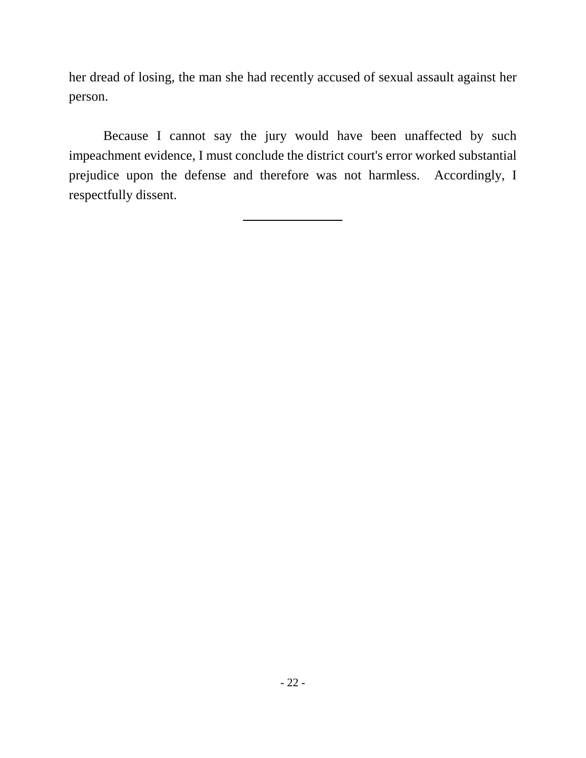her dread of losing, the man she had recently accused of sexual assault against her person.

Because I cannot say the jury would have been unaffected by such impeachment evidence, I must conclude the district court's error worked substantial prejudice upon the defense and therefore was not harmless. Accordingly, I respectfully dissent.

---